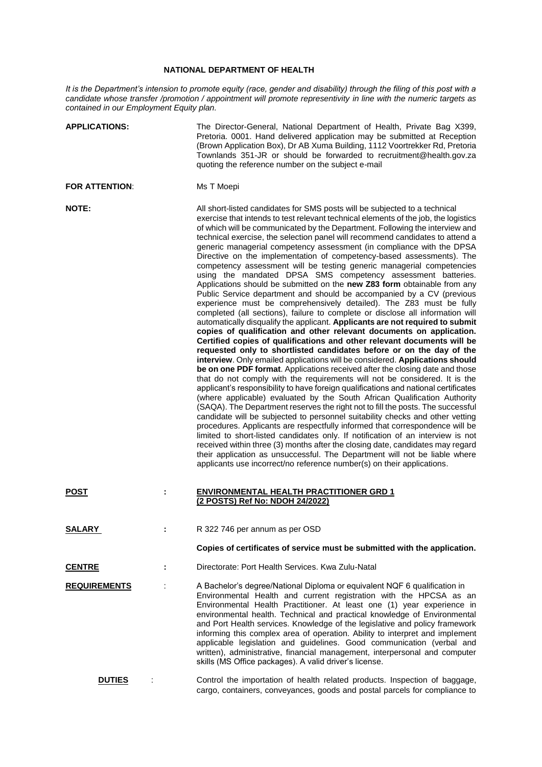# NATIONAL DEPARTMENT OF HEALTH

*It is the Department's intension to promote equity (race, gender and disability) through the filing of this post with a candidate whose transfer /promotion / appointment will promote representivity in line with the numeric targets as contained in our Employment Equity plan.*

**APPLICATIONS:** The Director-General, National Department of Health, Private Bag X399, Pretoria. 0001. Hand delivered application may be submitted at Reception (Brown Application Box), Dr AB Xuma Building, 1112 Voortrekker Rd, Pretoria Townlands 351-JR or should be forwarded to recruitment@health.gov.za quoting the reference number on the subject e-mail

**FOR ATTENTION**: Ms T Moepi

**NOTE:** All short-listed candidates for SMS posts will be subjected to a technical exercise that intends to test relevant technical elements of the job, the logistics of which will be communicated by the Department. Following the interview and technical exercise, the selection panel will recommend candidates to attend a generic managerial competency assessment (in compliance with the DPSA Directive on the implementation of competency-based assessments). The competency assessment will be testing generic managerial competencies using the mandated DPSA SMS competency assessment batteries. Applications should be submitted on the **new Z83 form** obtainable from any Public Service department and should be accompanied by a CV (previous experience must be comprehensively detailed). The Z83 must be fully completed (all sections), failure to complete or disclose all information will automatically disqualify the applicant. **Applicants are not required to submit copies of qualification and other relevant documents on application. Certified copies of qualifications and other relevant documents will be requested only to shortlisted candidates before or on the day of the interview**. Only emailed applications will be considered. **Applications should be on one PDF format**. Applications received after the closing date and those that do not comply with the requirements will not be considered. It is the applicant's responsibility to have foreign qualifications and national certificates (where applicable) evaluated by the South African Qualification Authority (SAQA). The Department reserves the right not to fill the posts. The successful candidate will be subjected to personnel suitability checks and other vetting procedures. Applicants are respectfully informed that correspondence will be limited to short-listed candidates only. If notification of an interview is not received within three (3) months after the closing date, candidates may regard their application as unsuccessful. The Department will not be liable where applicants use incorrect/no reference number(s) on their applications.

**POST** : **ENVIRONMENTAL HEALTH PRACTITIONER GRD 1 (2 POSTS) Ref No: NDOH 24/2022)**

**SALARY** : R 322 746 per annum as per OSD

**Copies of certificates of service must be submitted with the application.**

**CENTRE** : Directorate: Port Health Services. Kwa Zulu-Natal

**REQUIREMENTS** : A Bachelor's degree/National Diploma or equivalent NQF 6 qualification in Environmental Health and current registration with the HPCSA as an Environmental Health Practitioner. At least one (1) year experience in environmental health. Technical and practical knowledge of Environmental and Port Health services. Knowledge of the legislative and policy framework informing this complex area of operation. Ability to interpret and implement applicable legislation and guidelines. Good communication (verbal and written), administrative, financial management, interpersonal and computer skills (MS Office packages). A valid driver's license.

**DUTIES** : Control the importation of health related products. Inspection of baggage, cargo, containers, conveyances, goods and postal parcels for compliance to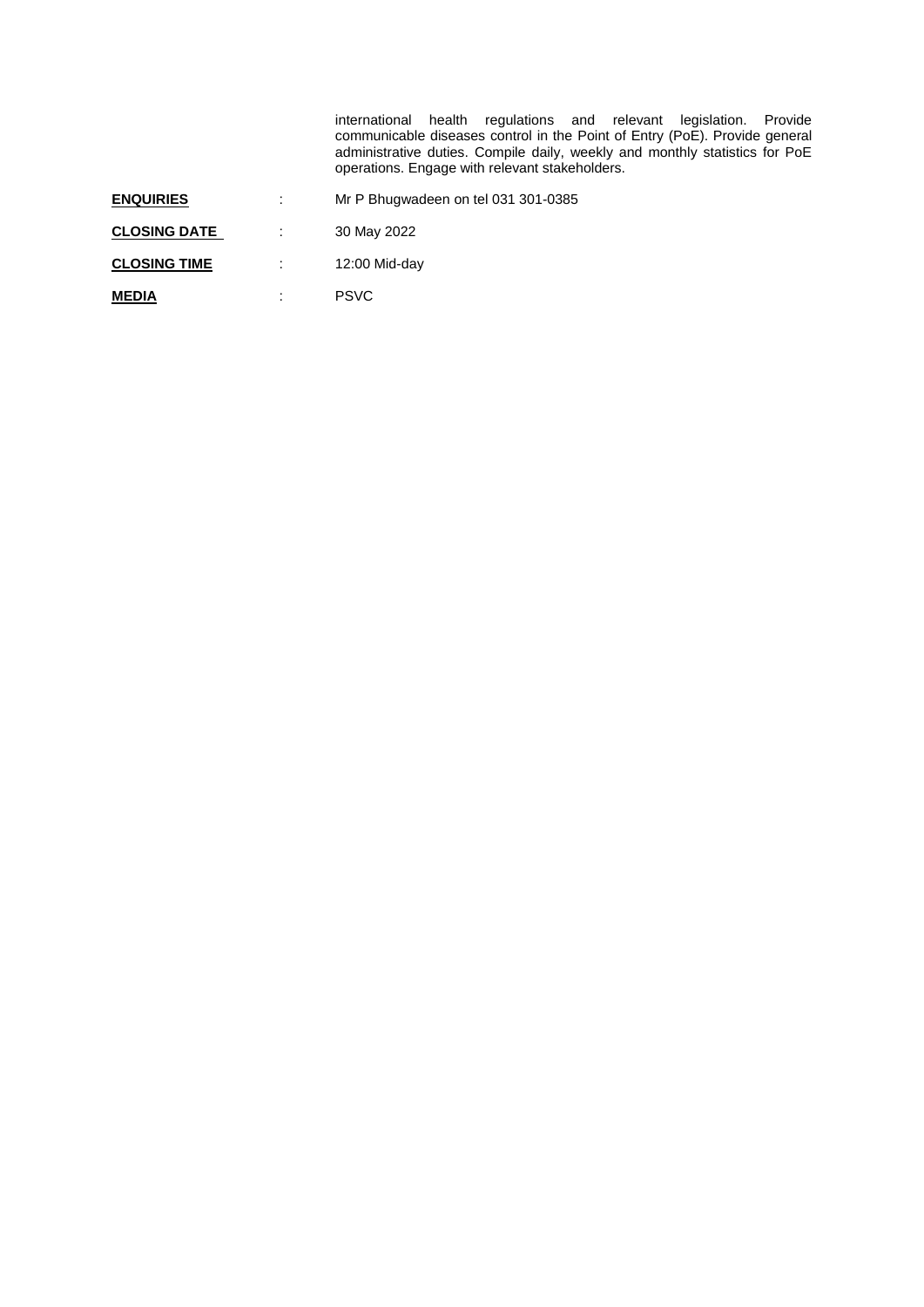international health regulations and relevant legislation. Provide communicable diseases control in the Point of Entry (PoE). Provide general administrative duties. Compile daily, weekly and monthly statistics for PoE operations. Engage with relevant stakeholders.

**ENQUIRIES** : Mr P Bhugwadeen on tel 031 301-0385

**CLOSING DATE** : 30 May 2022

**CLOSING TIME** : 12:00 Mid-day

**MEDIA** : PSVC